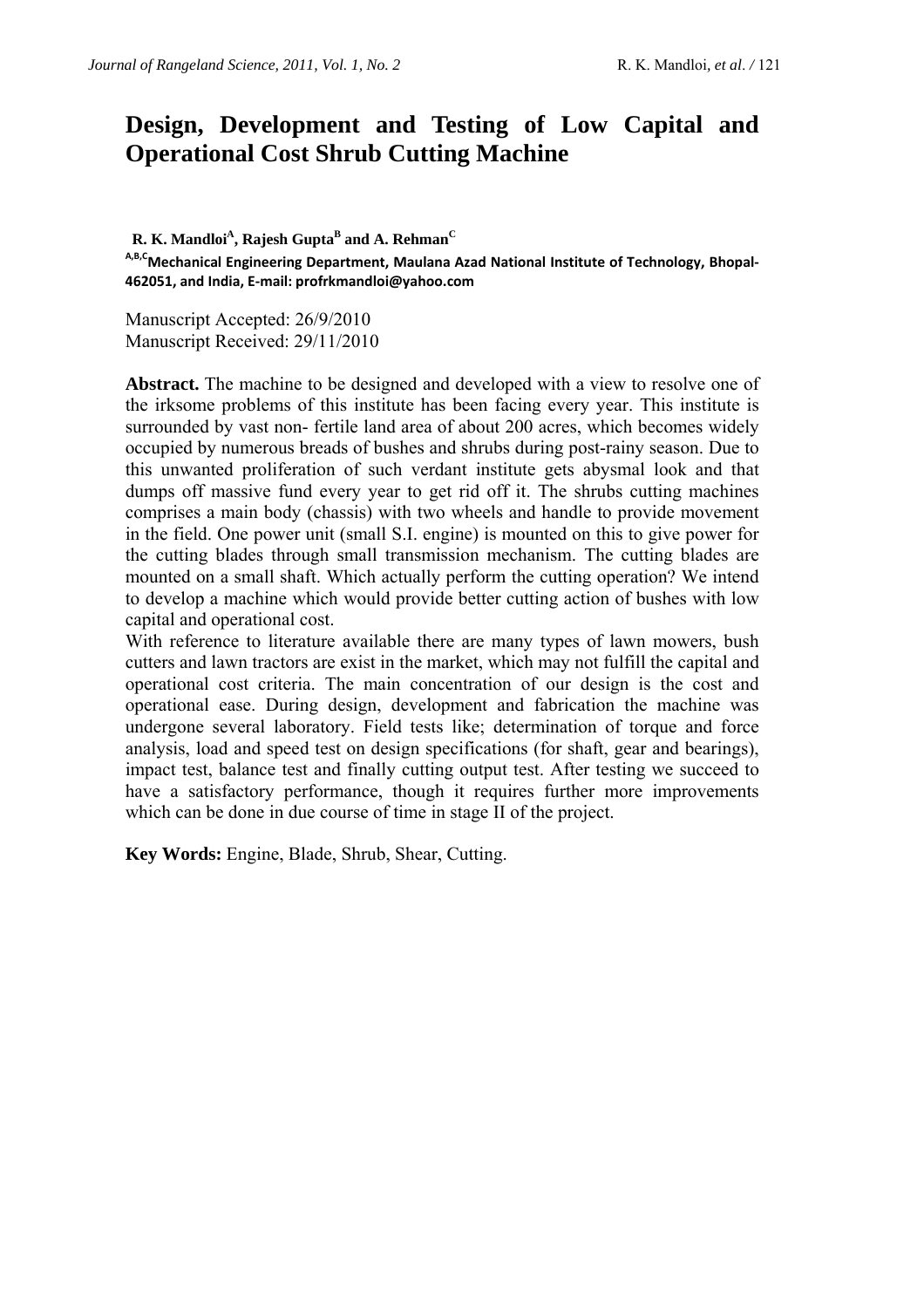# Design, Development and Testing of Low Capital and Operational Cost Shrub Cutting Machine

**R. K. Mandloi[A], Rajesh Gupta[B] and A. Rehman[C]**

[A,B,C]**Mechanical Engineering Department, Maulana Azad National Institute of Technology, Bhopal-462051, and India, E-mail: profrkmandloi@yahoo.com**

Manuscript Accepted: 26/9/2010
Manuscript Received: 29/11/2010

**Abstract.** The machine to be designed and developed with a view to resolve one of the irksome problems of this institute has been facing every year. This institute is surrounded by vast non- fertile land area of about 200 acres, which becomes widely occupied by numerous breads of bushes and shrubs during post-rainy season. Due to this unwanted proliferation of such verdant institute gets abysmal look and that dumps off massive fund every year to get rid off it. The shrubs cutting machines comprises a main body (chassis) with two wheels and handle to provide movement in the field. One power unit (small S.I. engine) is mounted on this to give power for the cutting blades through small transmission mechanism. The cutting blades are mounted on a small shaft. Which actually perform the cutting operation? We intend to develop a machine which would provide better cutting action of bushes with low capital and operational cost.

With reference to literature available there are many types of lawn mowers, bush cutters and lawn tractors are exist in the market, which may not fulfill the capital and operational cost criteria. The main concentration of our design is the cost and operational ease. During design, development and fabrication the machine was undergone several laboratory. Field tests like; determination of torque and force analysis, load and speed test on design specifications (for shaft, gear and bearings), impact test, balance test and finally cutting output test. After testing we succeed to have a satisfactory performance, though it requires further more improvements which can be done in due course of time in stage II of the project.

**Key Words:** Engine, Blade, Shrub, Shear, Cutting.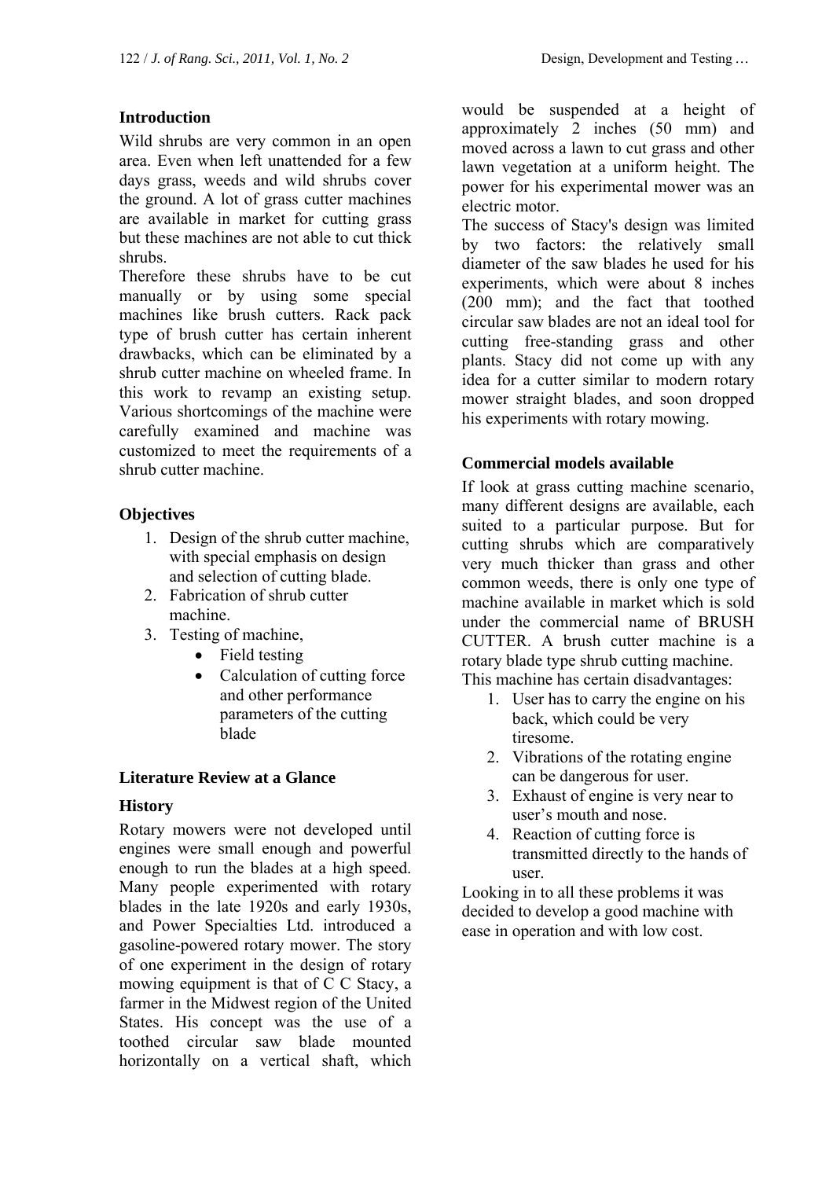## Introduction

Wild shrubs are very common in an open area. Even when left unattended for a few days grass, weeds and wild shrubs cover the ground. A lot of grass cutter machines are available in market for cutting grass but these machines are not able to cut thick shrubs.

Therefore these shrubs have to be cut manually or by using some special machines like brush cutters. Rack pack type of brush cutter has certain inherent drawbacks, which can be eliminated by a shrub cutter machine on wheeled frame. In this work to revamp an existing setup. Various shortcomings of the machine were carefully examined and machine was customized to meet the requirements of a shrub cutter machine.

## Objectives

1. Design of the shrub cutter machine, with special emphasis on design and selection of cutting blade.
2. Fabrication of shrub cutter machine.
3. Testing of machine,
   - Field testing
   - Calculation of cutting force and other performance parameters of the cutting blade

## Literature Review at a Glance

### History

Rotary mowers were not developed until engines were small enough and powerful enough to run the blades at a high speed. Many people experimented with rotary blades in the late 1920s and early 1930s, and Power Specialties Ltd. introduced a gasoline-powered rotary mower. The story of one experiment in the design of rotary mowing equipment is that of C C Stacy, a farmer in the Midwest region of the United States. His concept was the use of a toothed circular saw blade mounted horizontally on a vertical shaft, which would be suspended at a height of approximately 2 inches (50 mm) and moved across a lawn to cut grass and other lawn vegetation at a uniform height. The power for his experimental mower was an electric motor.

The success of Stacy's design was limited by two factors: the relatively small diameter of the saw blades he used for his experiments, which were about 8 inches (200 mm); and the fact that toothed circular saw blades are not an ideal tool for cutting free-standing grass and other plants. Stacy did not come up with any idea for a cutter similar to modern rotary mower straight blades, and soon dropped his experiments with rotary mowing.

### Commercial models available

If look at grass cutting machine scenario, many different designs are available, each suited to a particular purpose. But for cutting shrubs which are comparatively very much thicker than grass and other common weeds, there is only one type of machine available in market which is sold under the commercial name of BRUSH CUTTER. A brush cutter machine is a rotary blade type shrub cutting machine.

This machine has certain disadvantages:

1. User has to carry the engine on his back, which could be very tiresome.
2. Vibrations of the rotating engine can be dangerous for user.
3. Exhaust of engine is very near to user's mouth and nose.
4. Reaction of cutting force is transmitted directly to the hands of user.

Looking in to all these problems it was decided to develop a good machine with ease in operation and with low cost.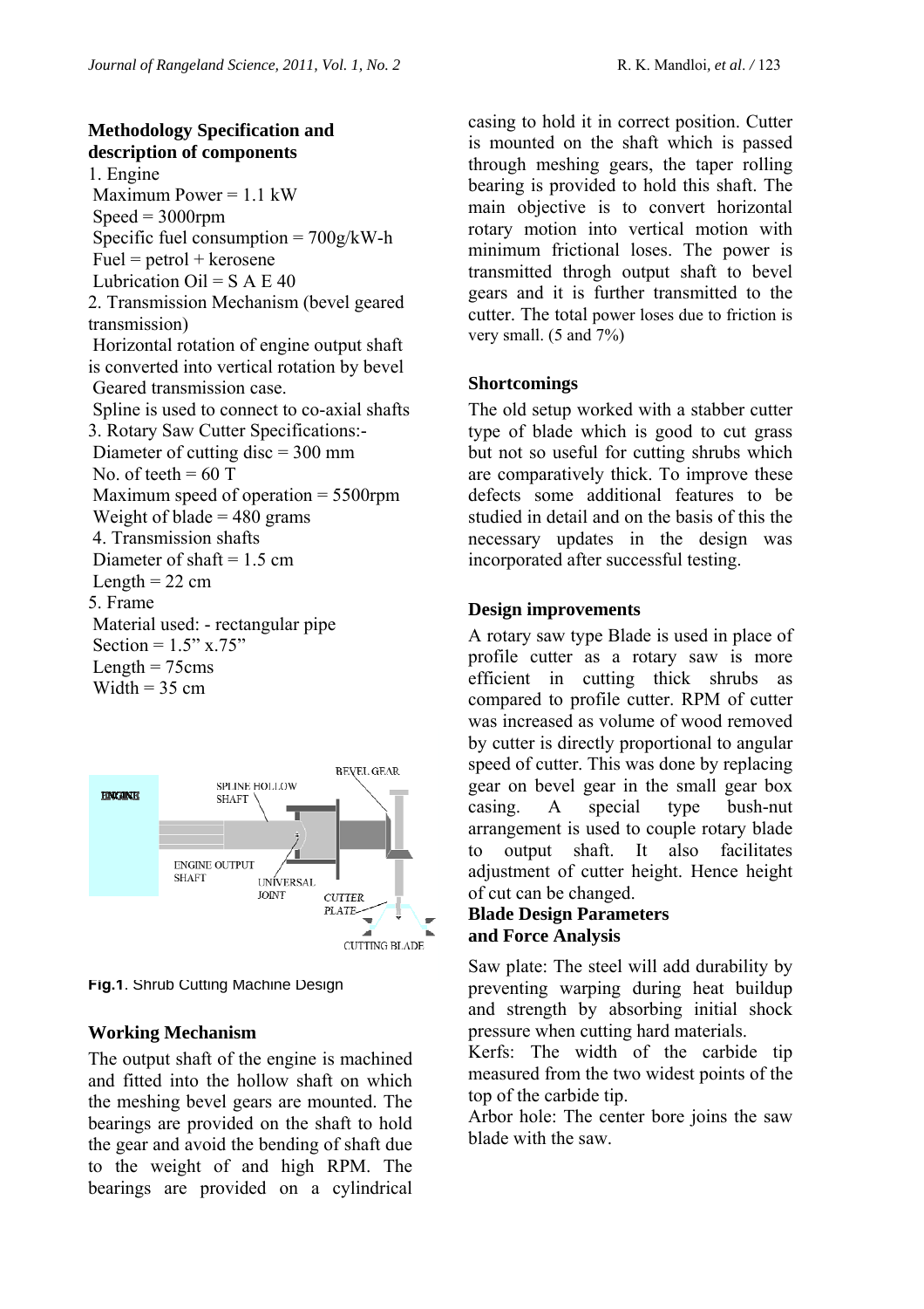**Methodology Specification and description of components**

1. Engine
 Maximum Power = 1.1 kW
 Speed = 3000rpm
 Specific fuel consumption = 700g/kW-h
 Fuel = petrol + kerosene
 Lubrication Oil = S A E 40
2. Transmission Mechanism (bevel geared transmission)
 Horizontal rotation of engine output shaft is converted into vertical rotation by bevel Geared transmission case.
 Spline is used to connect to co-axial shafts
3. Rotary Saw Cutter Specifications:-
 Diameter of cutting disc = 300 mm
 No. of teeth = 60 T
 Maximum speed of operation = 5500rpm
 Weight of blade = 480 grams
4. Transmission shafts
 Diameter of shaft = 1.5 cm
 Length = 22 cm
5. Frame
 Material used: - rectangular pipe
 Section = 1.5" x.75"
 Length = 75cms
 Width = 35 cm

**Fig.1**. Shrub Cutting Machine Design

## Working Mechanism

The output shaft of the engine is machined and fitted into the hollow shaft on which the meshing bevel gears are mounted. The bearings are provided on the shaft to hold the gear and avoid the bending of shaft due to the weight of and high RPM. The bearings are provided on a cylindrical casing to hold it in correct position. Cutter is mounted on the shaft which is passed through meshing gears, the taper rolling bearing is provided to hold this shaft. The main objective is to convert horizontal rotary motion into vertical motion with minimum frictional loses. The power is transmitted throgh output shaft to bevel gears and it is further transmitted to the cutter. The total power loses due to friction is very small. (5 and 7%)

## Shortcomings

The old setup worked with a stabber cutter type of blade which is good to cut grass but not so useful for cutting shrubs which are comparatively thick. To improve these defects some additional features to be studied in detail and on the basis of this the necessary updates in the design was incorporated after successful testing.

## Design improvements

A rotary saw type Blade is used in place of profile cutter as a rotary saw is more efficient in cutting thick shrubs as compared to profile cutter. RPM of cutter was increased as volume of wood removed by cutter is directly proportional to angular speed of cutter. This was done by replacing gear on bevel gear in the small gear box casing. A special type bush-nut arrangement is used to couple rotary blade to output shaft. It also facilitates adjustment of cutter height. Hence height of cut can be changed.

## Blade Design Parameters and Force Analysis

Saw plate: The steel will add durability by preventing warping during heat buildup and strength by absorbing initial shock pressure when cutting hard materials.

Kerfs: The width of the carbide tip measured from the two widest points of the top of the carbide tip.

Arbor hole: The center bore joins the saw blade with the saw.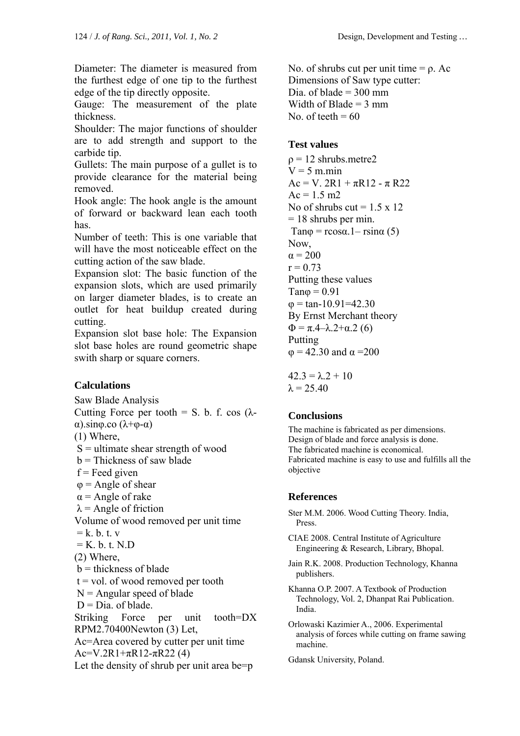Diameter: The diameter is measured from the furthest edge of one tip to the furthest edge of the tip directly opposite.

Gauge: The measurement of the plate thickness.

Shoulder: The major functions of shoulder are to add strength and support to the carbide tip.

Gullets: The main purpose of a gullet is to provide clearance for the material being removed.

Hook angle: The hook angle is the amount of forward or backward lean each tooth has.

Number of teeth: This is one variable that will have the most noticeable effect on the cutting action of the saw blade.

Expansion slot: The basic function of the expansion slots, which are used primarily on larger diameter blades, is to create an outlet for heat buildup created during cutting.

Expansion slot base hole: The Expansion slot base holes are round geometric shape swith sharp or square corners.

## Calculations

Saw Blade Analysis

Cutting Force per tooth = S. b. f. cos (λ-α).sinφ.co (λ+φ-α)

(1) Where,

S = ultimate shear strength of wood

b = Thickness of saw blade

f = Feed given

φ = Angle of shear

α = Angle of rake

λ = Angle of friction

Volume of wood removed per unit time

= k. b. t. v

= K. b. t. N.D

(2) Where,

b = thickness of blade

t = vol. of wood removed per tooth

N = Angular speed of blade

D = Dia. of blade.

Striking Force per unit tooth=DX RPM2.70400Newton (3) Let,

Ac=Area covered by cutter per unit time

Ac=V.2R1+πR12-πR22 (4)

Let the density of shrub per unit area be=p

No. of shrubs cut per unit time = ρ. Ac

Dimensions of Saw type cutter:

Dia. of blade = 300 mm

Width of Blade = 3 mm

No. of teeth = 60

## Test values

ρ = 12 shrubs.metre2

V = 5 m.min

Ac = V. 2R1 + πR12 - π R22

Ac = 1.5 m2

No of shrubs cut = 1.5 x 12

= 18 shrubs per min.

Tanφ = rcosα.1– rsinα (5)

Now,

α = 200

r = 0.73

Putting these values

Tanφ = 0.91

φ = tan-10.91=42.30

By Ernst Merchant theory

Φ = π.4–λ.2+α.2 (6)

Putting

φ = 42.30 and α =200

42.3 = λ.2 + 10

λ = 25.40

## Conclusions

The machine is fabricated as per dimensions.

Design of blade and force analysis is done.

The fabricated machine is economical.

Fabricated machine is easy to use and fulfills all the objective

## References

Ster M.M. 2006. Wood Cutting Theory. India, Press.

CIAE 2008. Central Institute of Agriculture Engineering & Research, Library, Bhopal.

Jain R.K. 2008. Production Technology, Khanna publishers.

Khanna O.P. 2007. A Textbook of Production Technology, Vol. 2, Dhanpat Rai Publication. India.

Orlowaski Kazimier A., 2006. Experimental analysis of forces while cutting on frame sawing machine.

Gdansk University, Poland.